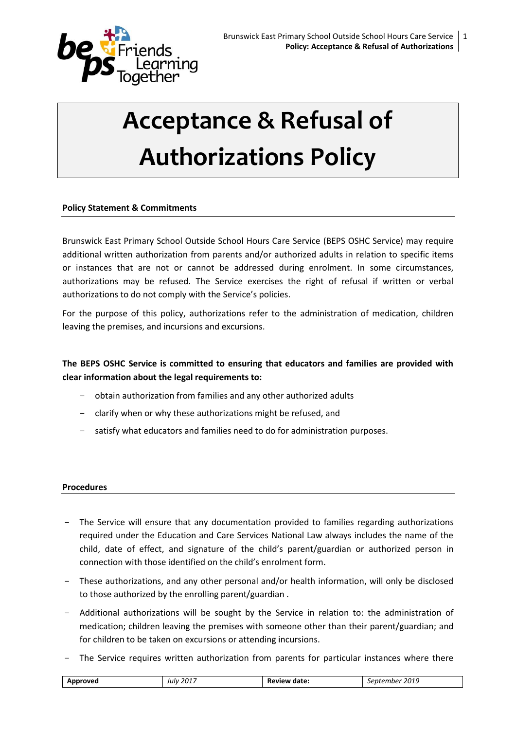# Acceptance & Refusal of Authorizations Policy

**Policy Statement & Commitments**

Brunswick East Primary School Outside School Hours Care Service (BEPS OSHC Service) may require additional written authorization from parents and/or authorized adults in relation to specific items or instances that are not or cannot be addressed during enrolment. In some circumstances, authorizations may be refused. The Service exercises the right of refusal if written or verbal authorizations to do not comply with the Service's policies.

For the purpose of this policy, authorizations refer to the administration of medication, children leaving the premises, and incursions and excursions.

**The BEPS OSHC Service is committed to ensuring that educators and families are provided with clear information about the legal requirements to:**

- obtain authorization from families and any other authorized adults
- clarify when or why these authorizations might be refused, and
- satisfy what educators and families need to do for administration purposes.

**Procedures**

- The Service will ensure that any documentation provided to families regarding authorizations required under the Education and Care Services National Law always includes the name of the child, date of effect, and signature of the child's parent/guardian or authorized person in connection with those identified on the child's enrolment form.
- These authorizations, and any other personal and/or health information, will only be disclosed to those authorized by the enrolling parent/guardian .
- Additional authorizations will be sought by the Service in relation to: the administration of medication; children leaving the premises with someone other than their parent/guardian; and for children to be taken on excursions or attending incursions.
- The Service requires written authorization from parents for particular instances where there

| Approved | July 2017 | Review date: | September 2019 |
|---|---|---|---|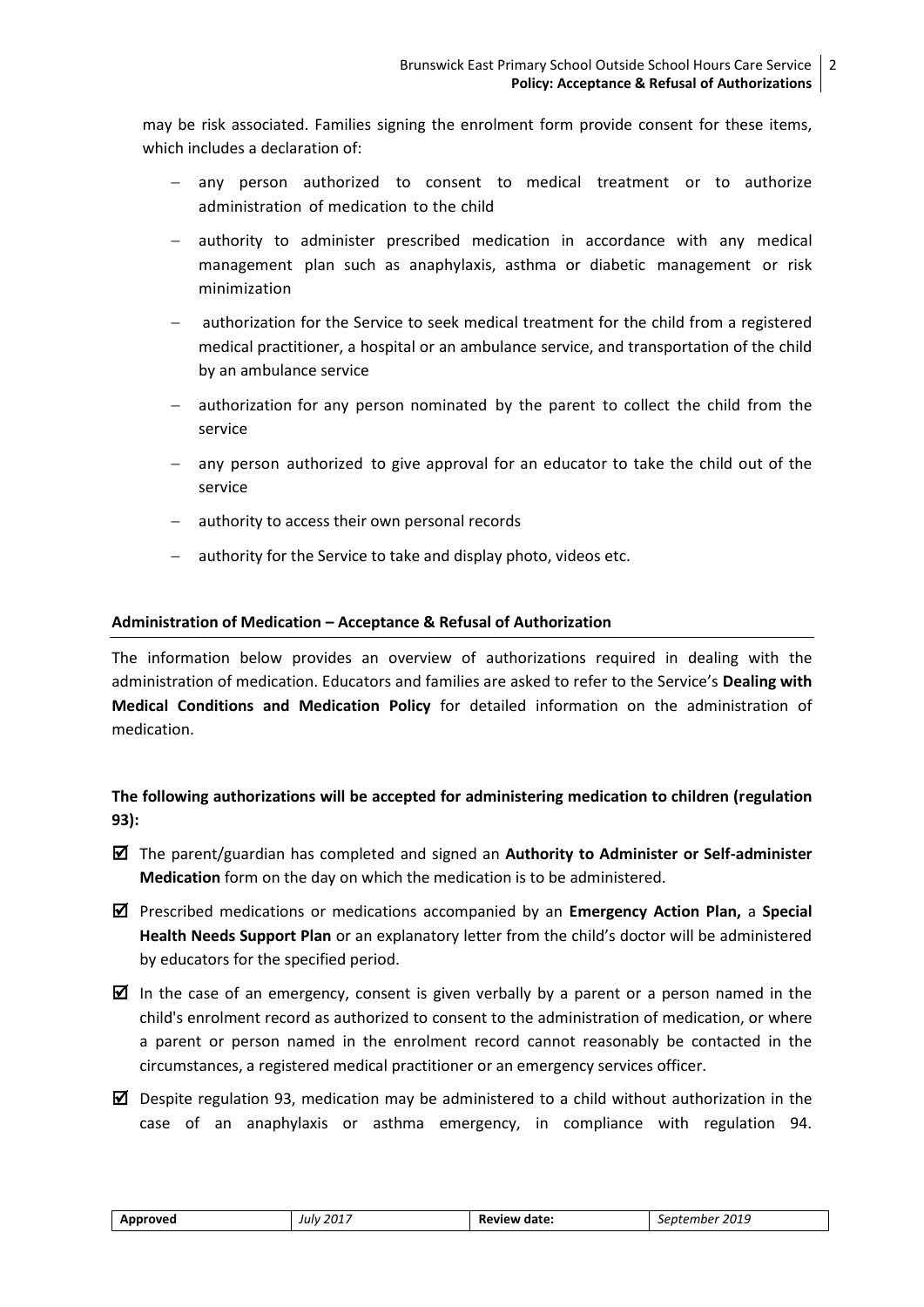may be risk associated. Families signing the enrolment form provide consent for these items, which includes a declaration of:

- any person authorized to consent to medical treatment or to authorize administration of medication to the child
- authority to administer prescribed medication in accordance with any medical management plan such as anaphylaxis, asthma or diabetic management or risk minimization
- authorization for the Service to seek medical treatment for the child from a registered medical practitioner, a hospital or an ambulance service, and transportation of the child by an ambulance service
- authorization for any person nominated by the parent to collect the child from the service
- any person authorized to give approval for an educator to take the child out of the service
- authority to access their own personal records
- authority for the Service to take and display photo, videos etc.

**Administration of Medication – Acceptance & Refusal of Authorization**

The information below provides an overview of authorizations required in dealing with the administration of medication. Educators and families are asked to refer to the Service's **Dealing with Medical Conditions and Medication Policy** for detailed information on the administration of medication.

**The following authorizations will be accepted for administering medication to children (regulation 93):**

- ☑ The parent/guardian has completed and signed an **Authority to Administer or Self-administer Medication** form on the day on which the medication is to be administered.
- ☑ Prescribed medications or medications accompanied by an **Emergency Action Plan,** a **Special Health Needs Support Plan** or an explanatory letter from the child's doctor will be administered by educators for the specified period.
- ☑ In the case of an emergency, consent is given verbally by a parent or a person named in the child's enrolment record as authorized to consent to the administration of medication, or where a parent or person named in the enrolment record cannot reasonably be contacted in the circumstances, a registered medical practitioner or an emergency services officer.
- ☑ Despite regulation 93, medication may be administered to a child without authorization in the case of an anaphylaxis or asthma emergency, in compliance with regulation 94.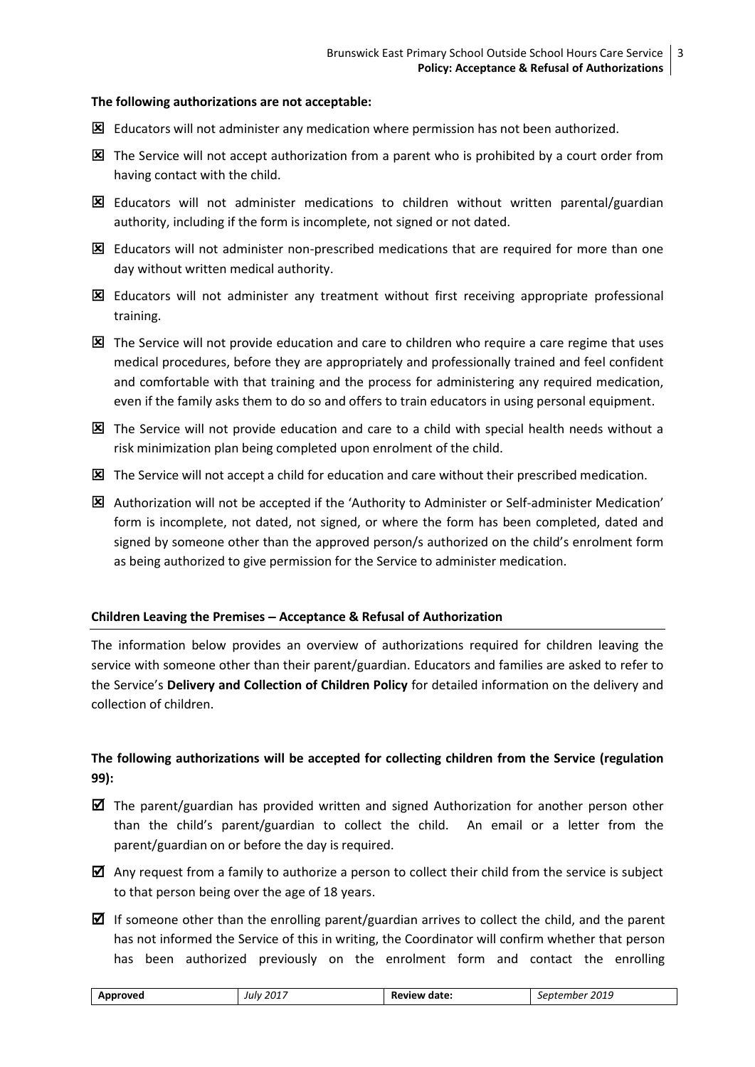**The following authorizations are not acceptable:**

- ☒ Educators will not administer any medication where permission has not been authorized.
- ☒ The Service will not accept authorization from a parent who is prohibited by a court order from having contact with the child.
- ☒ Educators will not administer medications to children without written parental/guardian authority, including if the form is incomplete, not signed or not dated.
- ☒ Educators will not administer non-prescribed medications that are required for more than one day without written medical authority.
- ☒ Educators will not administer any treatment without first receiving appropriate professional training.
- ☒ The Service will not provide education and care to children who require a care regime that uses medical procedures, before they are appropriately and professionally trained and feel confident and comfortable with that training and the process for administering any required medication, even if the family asks them to do so and offers to train educators in using personal equipment.
- ☒ The Service will not provide education and care to a child with special health needs without a risk minimization plan being completed upon enrolment of the child.
- ☒ The Service will not accept a child for education and care without their prescribed medication.
- ☒ Authorization will not be accepted if the 'Authority to Administer or Self-administer Medication' form is incomplete, not dated, not signed, or where the form has been completed, dated and signed by someone other than the approved person/s authorized on the child's enrolment form as being authorized to give permission for the Service to administer medication.

## Children Leaving the Premises – Acceptance & Refusal of Authorization

The information below provides an overview of authorizations required for children leaving the service with someone other than their parent/guardian. Educators and families are asked to refer to the Service's **Delivery and Collection of Children Policy** for detailed information on the delivery and collection of children.

**The following authorizations will be accepted for collecting children from the Service (regulation 99):**

- ☑ The parent/guardian has provided written and signed Authorization for another person other than the child's parent/guardian to collect the child. An email or a letter from the parent/guardian on or before the day is required.
- ☑ Any request from a family to authorize a person to collect their child from the service is subject to that person being over the age of 18 years.
- ☑ If someone other than the enrolling parent/guardian arrives to collect the child, and the parent has not informed the Service of this in writing, the Coordinator will confirm whether that person has been authorized previously on the enrolment form and contact the enrolling

| Approved | July 2017 | Review date: | September 2019 |
| --- | --- | --- | --- |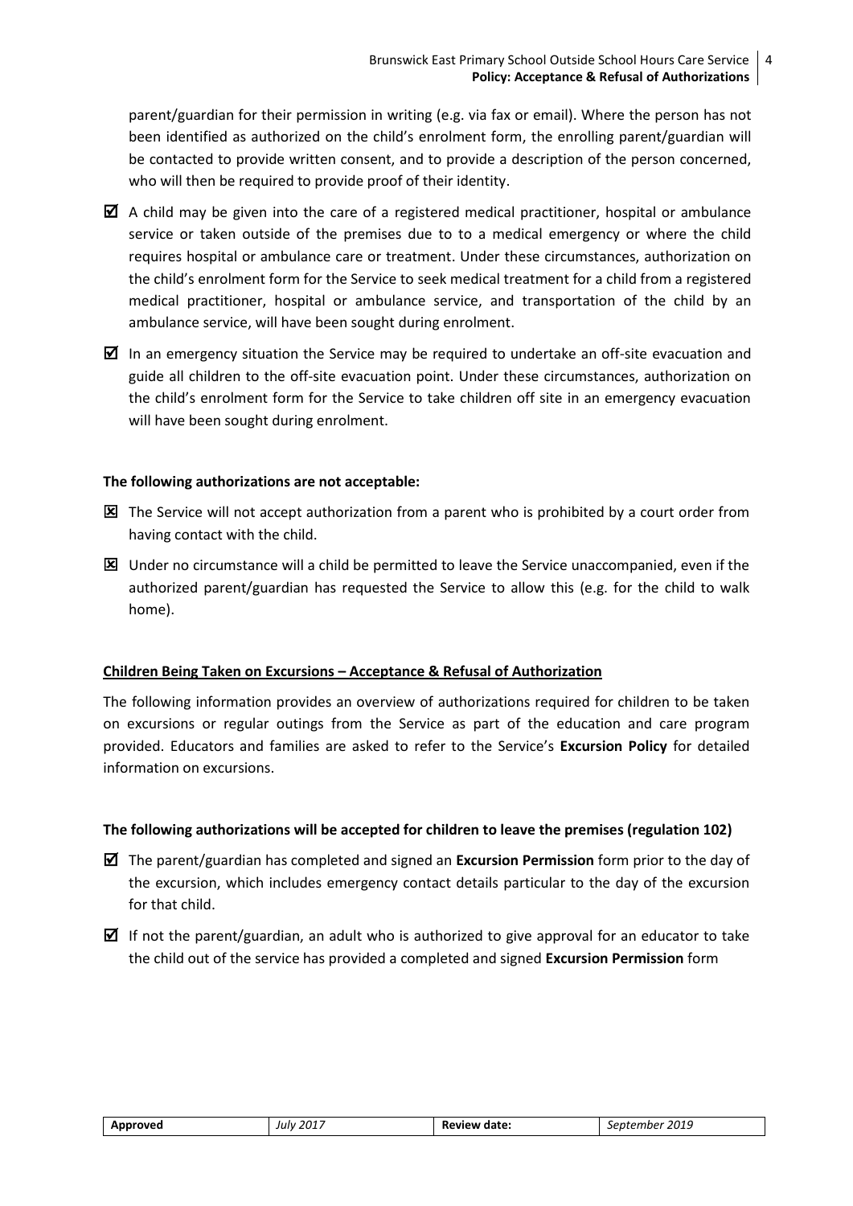parent/guardian for their permission in writing (e.g. via fax or email). Where the person has not been identified as authorized on the child's enrolment form, the enrolling parent/guardian will be contacted to provide written consent, and to provide a description of the person concerned, who will then be required to provide proof of their identity.

- ☑ A child may be given into the care of a registered medical practitioner, hospital or ambulance service or taken outside of the premises due to to a medical emergency or where the child requires hospital or ambulance care or treatment. Under these circumstances, authorization on the child's enrolment form for the Service to seek medical treatment for a child from a registered medical practitioner, hospital or ambulance service, and transportation of the child by an ambulance service, will have been sought during enrolment.
- ☑ In an emergency situation the Service may be required to undertake an off-site evacuation and guide all children to the off-site evacuation point. Under these circumstances, authorization on the child's enrolment form for the Service to take children off site in an emergency evacuation will have been sought during enrolment.

**The following authorizations are not acceptable:**

- ☒ The Service will not accept authorization from a parent who is prohibited by a court order from having contact with the child.
- ☒ Under no circumstance will a child be permitted to leave the Service unaccompanied, even if the authorized parent/guardian has requested the Service to allow this (e.g. for the child to walk home).

**Children Being Taken on Excursions – Acceptance & Refusal of Authorization**

The following information provides an overview of authorizations required for children to be taken on excursions or regular outings from the Service as part of the education and care program provided. Educators and families are asked to refer to the Service's **Excursion Policy** for detailed information on excursions.

**The following authorizations will be accepted for children to leave the premises (regulation 102)**

- ☑ The parent/guardian has completed and signed an **Excursion Permission** form prior to the day of the excursion, which includes emergency contact details particular to the day of the excursion for that child.
- ☑ If not the parent/guardian, an adult who is authorized to give approval for an educator to take the child out of the service has provided a completed and signed **Excursion Permission** form

| Approved | July 2017 | Review date: | September 2019 |
|---|---|---|---|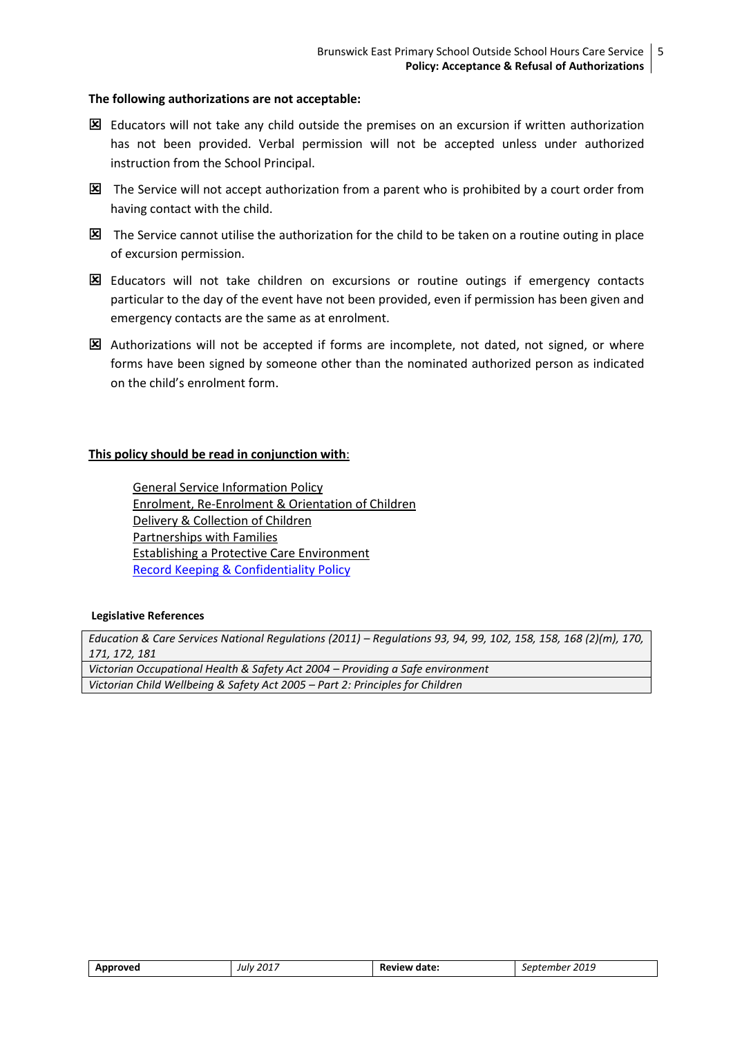**The following authorizations are not acceptable:**

- ☒ Educators will not take any child outside the premises on an excursion if written authorization has not been provided. Verbal permission will not be accepted unless under authorized instruction from the School Principal.
- ☒ The Service will not accept authorization from a parent who is prohibited by a court order from having contact with the child.
- ☒ The Service cannot utilise the authorization for the child to be taken on a routine outing in place of excursion permission.
- ☒ Educators will not take children on excursions or routine outings if emergency contacts particular to the day of the event have not been provided, even if permission has been given and emergency contacts are the same as at enrolment.
- ☒ Authorizations will not be accepted if forms are incomplete, not dated, not signed, or where forms have been signed by someone other than the nominated authorized person as indicated on the child's enrolment form.

**<u>This policy should be read in conjunction with</u>**:

- General Service Information Policy
- Enrolment, Re-Enrolment & Orientation of Children
- Delivery & Collection of Children
- Partnerships with Families
- Establishing a Protective Care Environment
- Record Keeping & Confidentiality Policy

**Legislative References**

| |
|---|
| *Education & Care Services National Regulations (2011) – Regulations 93, 94, 99, 102, 158, 158, 168 (2)(m), 170, 171, 172, 181* |
| *Victorian Occupational Health & Safety Act 2004 – Providing a Safe environment* |
| *Victorian Child Wellbeing & Safety Act 2005 – Part 2: Principles for Children* |

| | | | |
|---|---|---|---|
| **Approved** | *July 2017* | **Review date:** | *September 2019* |